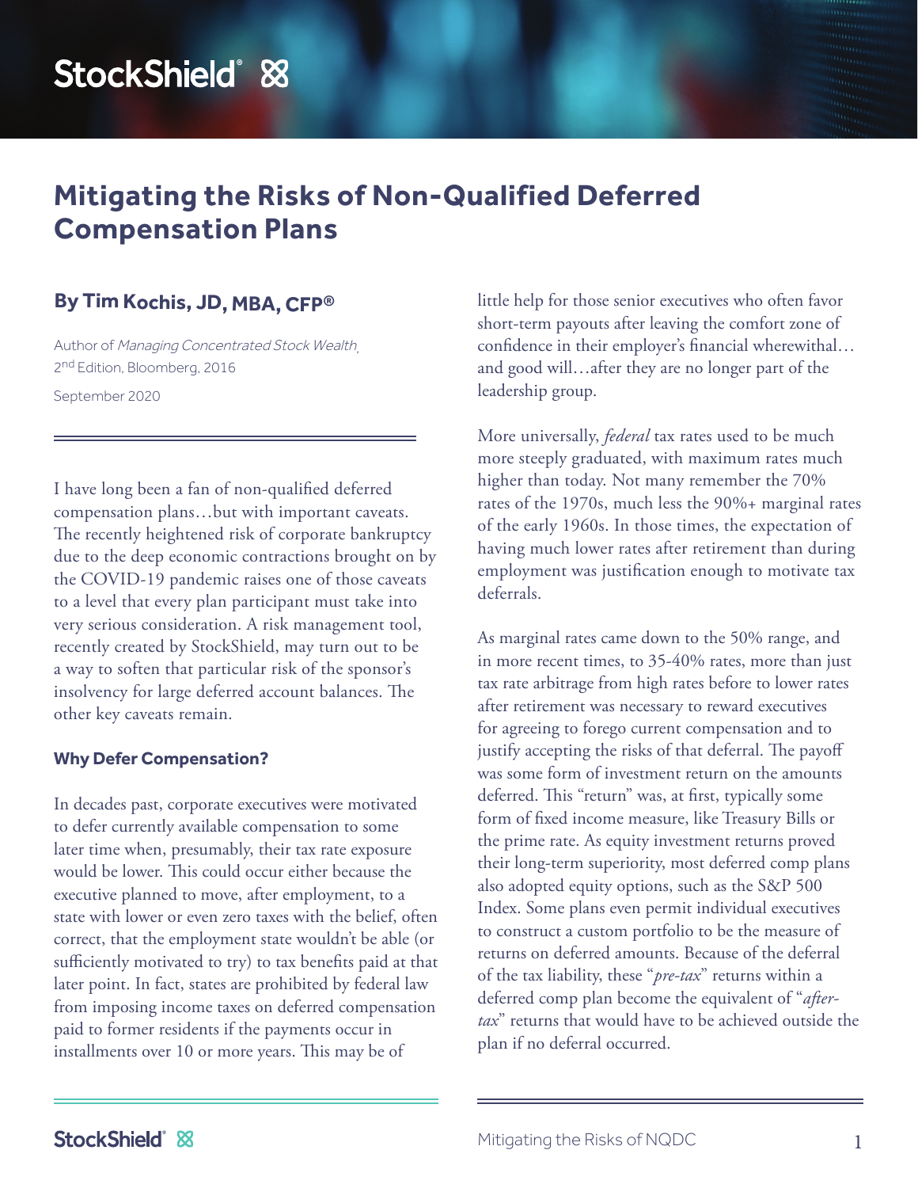# Mitigating the Risks of Non-Qualified Deferred Compensation Plans

**By Tim Kochis, JD, MBA, CFP®**

Author of *Managing Concentrated Stock Wealth*, 2nd Edition, Bloomberg, 2016

September 2020

I have long been a fan of non-qualified deferred compensation plans…but with important caveats. The recently heightened risk of corporate bankruptcy due to the deep economic contractions brought on by the COVID-19 pandemic raises one of those caveats to a level that every plan participant must take into very serious consideration. A risk management tool, recently created by StockShield, may turn out to be a way to soften that particular risk of the sponsor's insolvency for large deferred account balances. The other key caveats remain.

### Why Defer Compensation?

In decades past, corporate executives were motivated to defer currently available compensation to some later time when, presumably, their tax rate exposure would be lower. This could occur either because the executive planned to move, after employment, to a state with lower or even zero taxes with the belief, often correct, that the employment state wouldn't be able (or sufficiently motivated to try) to tax benefits paid at that later point. In fact, states are prohibited by federal law from imposing income taxes on deferred compensation paid to former residents if the payments occur in installments over 10 or more years. This may be of little help for those senior executives who often favor short-term payouts after leaving the comfort zone of confidence in their employer's financial wherewithal… and good will…after they are no longer part of the leadership group.

More universally, *federal* tax rates used to be much more steeply graduated, with maximum rates much higher than today. Not many remember the 70% rates of the 1970s, much less the 90%+ marginal rates of the early 1960s. In those times, the expectation of having much lower rates after retirement than during employment was justification enough to motivate tax deferrals.

As marginal rates came down to the 50% range, and in more recent times, to 35-40% rates, more than just tax rate arbitrage from high rates before to lower rates after retirement was necessary to reward executives for agreeing to forego current compensation and to justify accepting the risks of that deferral. The payoff was some form of investment return on the amounts deferred. This "return" was, at first, typically some form of fixed income measure, like Treasury Bills or the prime rate. As equity investment returns proved their long-term superiority, most deferred comp plans also adopted equity options, such as the S&P 500 Index. Some plans even permit individual executives to construct a custom portfolio to be the measure of returns on deferred amounts. Because of the deferral of the tax liability, these "*pre-tax*" returns within a deferred comp plan become the equivalent of "*after-tax*" returns that would have to be achieved outside the plan if no deferral occurred.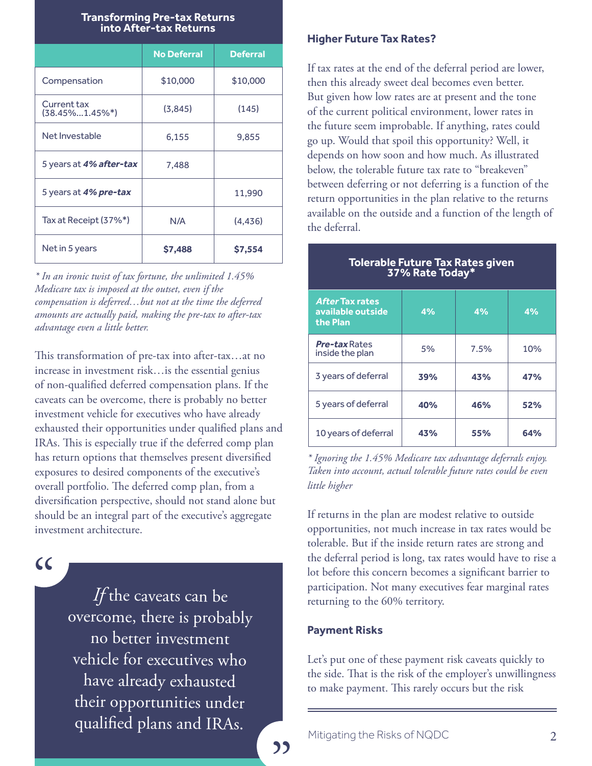### Transforming Pre-tax Returns into After-tax Returns

| | No Deferral | Deferral |
|---|---|---|
| Compensation | $10,000 | $10,000 |
| Current tax (38.45%...1.45%*) | (3,845) | (145) |
| Net Investable | 6,155 | 9,855 |
| 5 years at ***4% after-tax*** | 7,488 | |
| 5 years at ***4% pre-tax*** | | 11,990 |
| Tax at Receipt (37%*) | N/A | (4,436) |
| Net in 5 years | **$7,488** | **$7,554** |

*\* In an ironic twist of tax fortune, the unlimited 1.45% Medicare tax is imposed at the outset, even if the compensation is deferred…but not at the time the deferred amounts are actually paid, making the pre-tax to after-tax advantage even a little better.*

This transformation of pre-tax into after-tax…at no increase in investment risk…is the essential genius of non-qualified deferred compensation plans. If the caveats can be overcome, there is probably no better investment vehicle for executives who have already exhausted their opportunities under qualified plans and IRAs. This is especially true if the deferred comp plan has return options that themselves present diversified exposures to desired components of the executive's overall portfolio. The deferred comp plan, from a diversification perspective, should not stand alone but should be an integral part of the executive's aggregate investment architecture.

> “*If* the caveats can be overcome, there is probably no better investment vehicle for executives who have already exhausted their opportunities under qualified plans and IRAs.”

### Higher Future Tax Rates?

If tax rates at the end of the deferral period are lower, then this already sweet deal becomes even better. But given how low rates are at present and the tone of the current political environment, lower rates in the future seem improbable. If anything, rates could go up. Would that spoil this opportunity? Well, it depends on how soon and how much. As illustrated below, the tolerable future tax rate to "breakeven" between deferring or not deferring is a function of the return opportunities in the plan relative to the returns available on the outside and a function of the length of the deferral.

### Tolerable Future Tax Rates given 37% Rate Today*

| ***After*** Tax rates available outside the Plan | 4% | 4% | 4% |
|---|---|---|---|
| ***Pre-tax*** Rates inside the plan | 5% | 7.5% | 10% |
| 3 years of deferral | **39%** | **43%** | **47%** |
| 5 years of deferral | **40%** | **46%** | **52%** |
| 10 years of deferral | **43%** | **55%** | **64%** |

*\* Ignoring the 1.45% Medicare tax advantage deferrals enjoy. Taken into account, actual tolerable future rates could be even little higher*

If returns in the plan are modest relative to outside opportunities, not much increase in tax rates would be tolerable. But if the inside return rates are strong and the deferral period is long, tax rates would have to rise a lot before this concern becomes a significant barrier to participation. Not many executives fear marginal rates returning to the 60% territory.

### Payment Risks

Let's put one of these payment risk caveats quickly to the side. That is the risk of the employer's unwillingness to make payment. This rarely occurs but the risk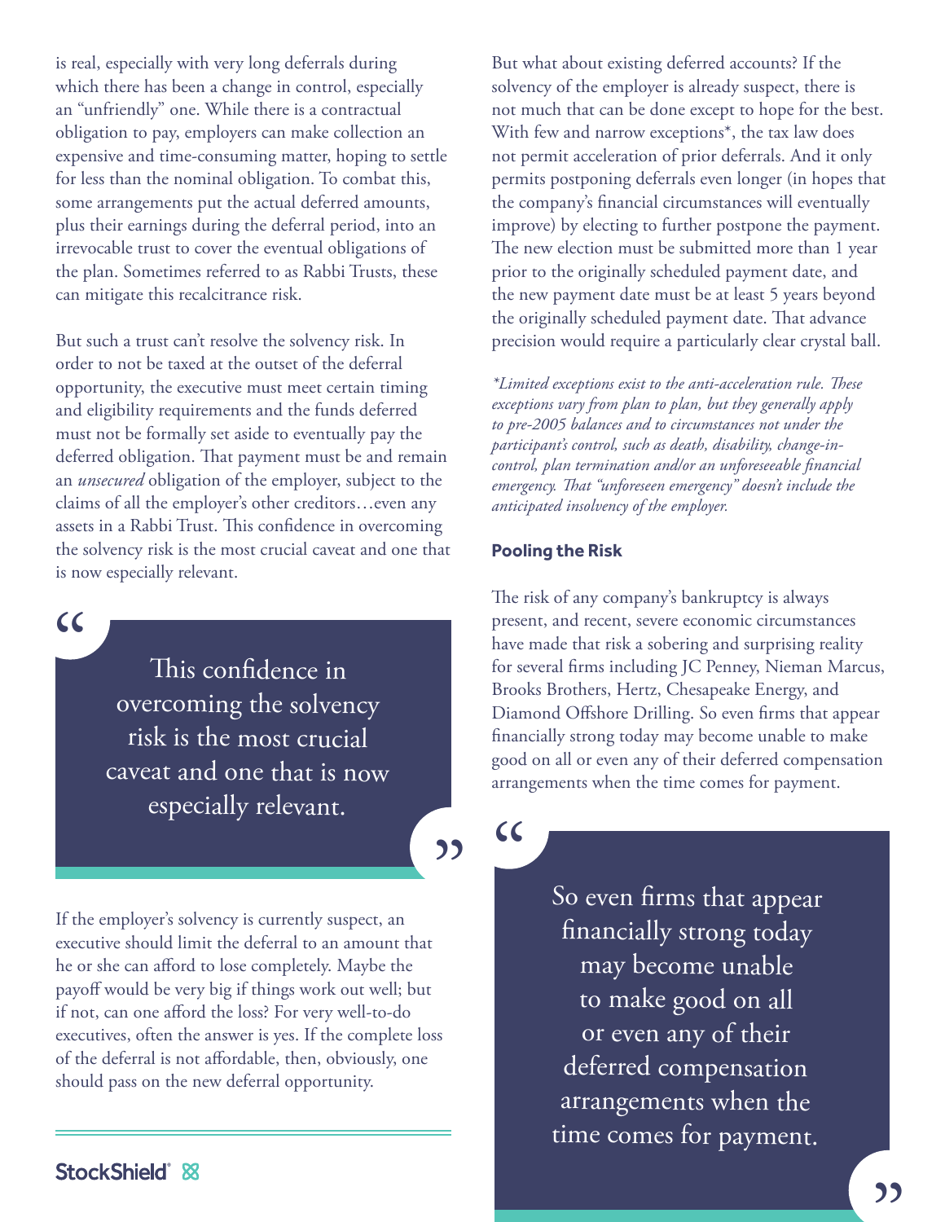is real, especially with very long deferrals during which there has been a change in control, especially an "unfriendly" one. While there is a contractual obligation to pay, employers can make collection an expensive and time-consuming matter, hoping to settle for less than the nominal obligation. To combat this, some arrangements put the actual deferred amounts, plus their earnings during the deferral period, into an irrevocable trust to cover the eventual obligations of the plan. Sometimes referred to as Rabbi Trusts, these can mitigate this recalcitrance risk.

But such a trust can't resolve the solvency risk. In order to not be taxed at the outset of the deferral opportunity, the executive must meet certain timing and eligibility requirements and the funds deferred must not be formally set aside to eventually pay the deferred obligation. That payment must be and remain an *unsecured* obligation of the employer, subject to the claims of all the employer's other creditors…even any assets in a Rabbi Trust. This confidence in overcoming the solvency risk is the most crucial caveat and one that is now especially relevant.

> This confidence in overcoming the solvency risk is the most crucial caveat and one that is now especially relevant.

If the employer's solvency is currently suspect, an executive should limit the deferral to an amount that he or she can afford to lose completely. Maybe the payoff would be very big if things work out well; but if not, can one afford the loss? For very well-to-do executives, often the answer is yes. If the complete loss of the deferral is not affordable, then, obviously, one should pass on the new deferral opportunity.

But what about existing deferred accounts? If the solvency of the employer is already suspect, there is not much that can be done except to hope for the best. With few and narrow exceptions*, the tax law does not permit acceleration of prior deferrals. And it only permits postponing deferrals even longer (in hopes that the company's financial circumstances will eventually improve) by electing to further postpone the payment. The new election must be submitted more than 1 year prior to the originally scheduled payment date, and the new payment date must be at least 5 years beyond the originally scheduled payment date. That advance precision would require a particularly clear crystal ball.

*\*Limited exceptions exist to the anti-acceleration rule. These exceptions vary from plan to plan, but they generally apply to pre-2005 balances and to circumstances not under the participant's control, such as death, disability, change-in-control, plan termination and/or an unforeseeable financial emergency. That "unforeseen emergency" doesn't include the anticipated insolvency of the employer.*

#### Pooling the Risk

The risk of any company's bankruptcy is always present, and recent, severe economic circumstances have made that risk a sobering and surprising reality for several firms including JC Penney, Nieman Marcus, Brooks Brothers, Hertz, Chesapeake Energy, and Diamond Offshore Drilling. So even firms that appear financially strong today may become unable to make good on all or even any of their deferred compensation arrangements when the time comes for payment.

> So even firms that appear financially strong today may become unable to make good on all or even any of their deferred compensation arrangements when the time comes for payment.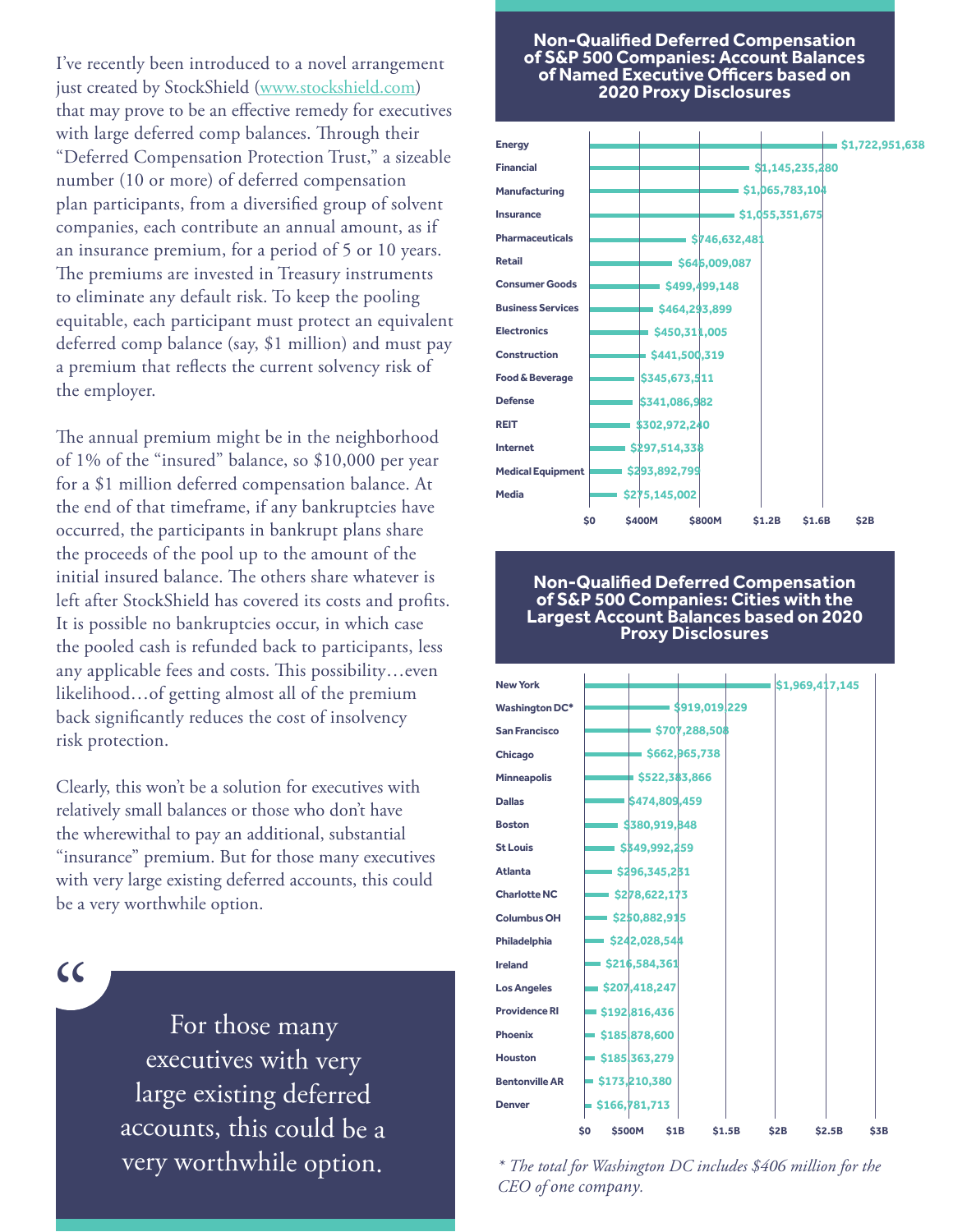I've recently been introduced to a novel arrangement just created by StockShield (www.stockshield.com) that may prove to be an effective remedy for executives with large deferred comp balances. Through their "Deferred Compensation Protection Trust," a sizeable number (10 or more) of deferred compensation plan participants, from a diversified group of solvent companies, each contribute an annual amount, as if an insurance premium, for a period of 5 or 10 years. The premiums are invested in Treasury instruments to eliminate any default risk. To keep the pooling equitable, each participant must protect an equivalent deferred comp balance (say, $1 million) and must pay a premium that reflects the current solvency risk of the employer.

The annual premium might be in the neighborhood of 1% of the "insured" balance, so $10,000 per year for a $1 million deferred compensation balance. At the end of that timeframe, if any bankruptcies have occurred, the participants in bankrupt plans share the proceeds of the pool up to the amount of the initial insured balance. The others share whatever is left after StockShield has covered its costs and profits. It is possible no bankruptcies occur, in which case the pooled cash is refunded back to participants, less any applicable fees and costs. This possibility…even likelihood…of getting almost all of the premium back significantly reduces the cost of insolvency risk protection.

Clearly, this won't be a solution for executives with relatively small balances or those who don't have the wherewithal to pay an additional, substantial "insurance" premium. But for those many executives with very large existing deferred accounts, this could be a very worthwhile option.

> "For those many executives with very large existing deferred accounts, this could be a very worthwhile option.

**Non-Qualified Deferred Compensation of S&P 500 Companies: Account Balances of Named Executive Officers based on 2020 Proxy Disclosures**

| Industry | Account Balance |
|---|---|
| Energy | $1,722,951,638 |
| Financial | $1,145,235,280 |
| Manufacturing | $1,065,783,104 |
| Insurance | $1,055,351,675 |
| Pharmaceuticals | $746,632,481 |
| Retail | $645,009,087 |
| Consumer Goods | $499,499,148 |
| Business Services | $464,293,899 |
| Electronics | $450,311,005 |
| Construction | $441,500,319 |
| Food & Beverage | $345,673,511 |
| Defense | $341,086,982 |
| REIT | $302,972,240 |
| Internet | $297,514,338 |
| Medical Equipment | $293,892,799 |
| Media | $275,145,002 |

**Non-Qualified Deferred Compensation of S&P 500 Companies: Cities with the Largest Account Balances based on 2020 Proxy Disclosures**

| City | Account Balance |
|---|---|
| New York | $1,969,417,145 |
| Washington DC* | $919,019,229 |
| San Francisco | $707,288,508 |
| Chicago | $662,965,738 |
| Minneapolis | $522,383,866 |
| Dallas | $474,809,459 |
| Boston | $380,919,848 |
| St Louis | $349,992,259 |
| Atlanta | $296,345,231 |
| Charlotte NC | $278,622,173 |
| Columbus OH | $250,882,915 |
| Philadelphia | $242,028,544 |
| Ireland | $216,584,361 |
| Los Angeles | $207,418,247 |
| Providence RI | $192,816,436 |
| Phoenix | $185,878,600 |
| Houston | $185,363,279 |
| Bentonville AR | $173,210,380 |
| Denver | $166,781,713 |

*\* The total for Washington DC includes $406 million for the CEO of one company.*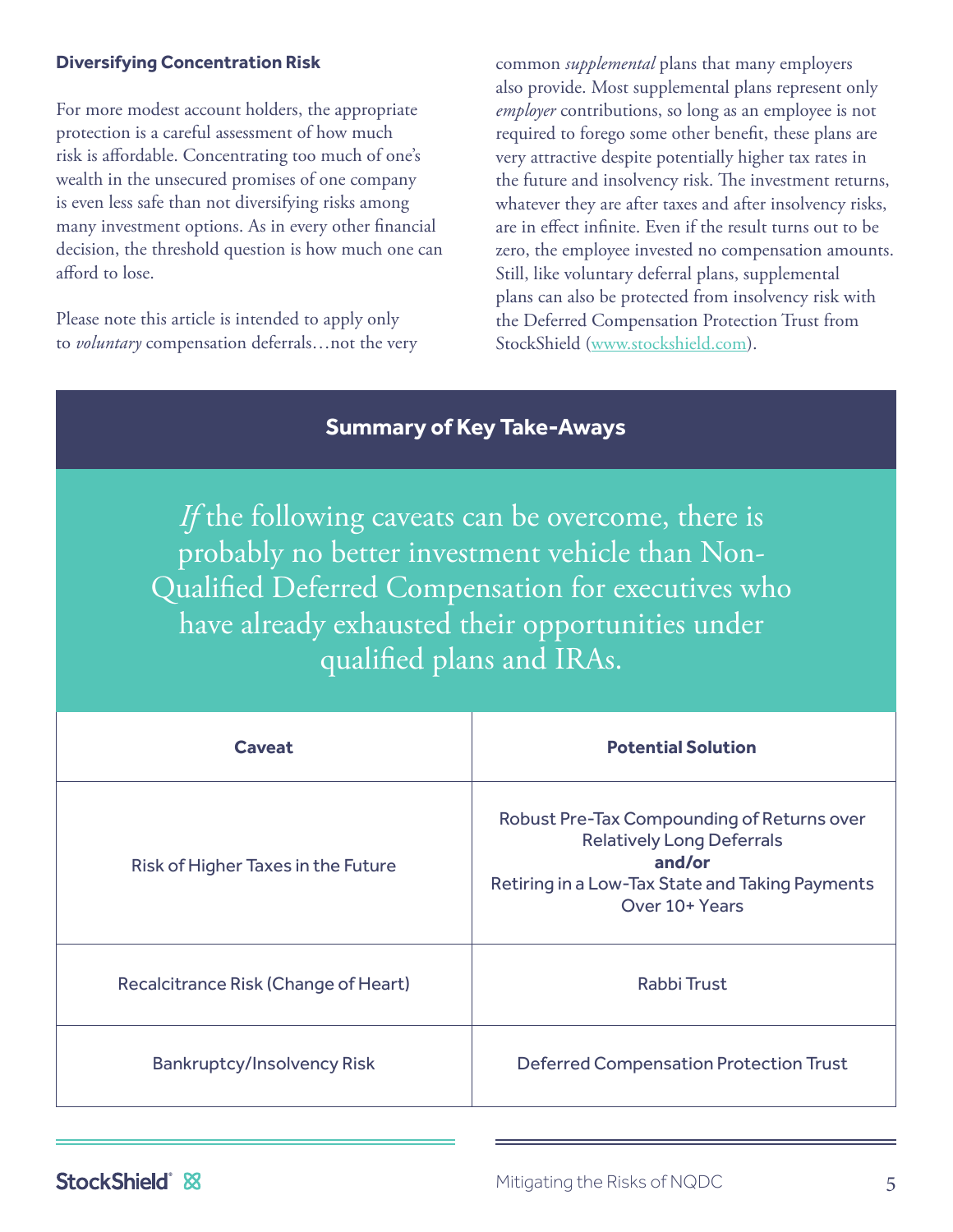### Diversifying Concentration Risk

For more modest account holders, the appropriate protection is a careful assessment of how much risk is affordable. Concentrating too much of one's wealth in the unsecured promises of one company is even less safe than not diversifying risks among many investment options. As in every other financial decision, the threshold question is how much one can afford to lose.

Please note this article is intended to apply only to *voluntary* compensation deferrals…not the very common *supplemental* plans that many employers also provide. Most supplemental plans represent only *employer* contributions, so long as an employee is not required to forego some other benefit, these plans are very attractive despite potentially higher tax rates in the future and insolvency risk. The investment returns, whatever they are after taxes and after insolvency risks, are in effect infinite. Even if the result turns out to be zero, the employee invested no compensation amounts. Still, like voluntary deferral plans, supplemental plans can also be protected from insolvency risk with the Deferred Compensation Protection Trust from StockShield (www.stockshield.com).

## Summary of Key Take-Aways

*If* the following caveats can be overcome, there is probably no better investment vehicle than Non-Qualified Deferred Compensation for executives who have already exhausted their opportunities under qualified plans and IRAs.

| Caveat | Potential Solution |
|---|---|
| Risk of Higher Taxes in the Future | Robust Pre-Tax Compounding of Returns over Relatively Long Deferrals **and/or** Retiring in a Low-Tax State and Taking Payments Over 10+ Years |
| Recalcitrance Risk (Change of Heart) | Rabbi Trust |
| Bankruptcy/Insolvency Risk | Deferred Compensation Protection Trust |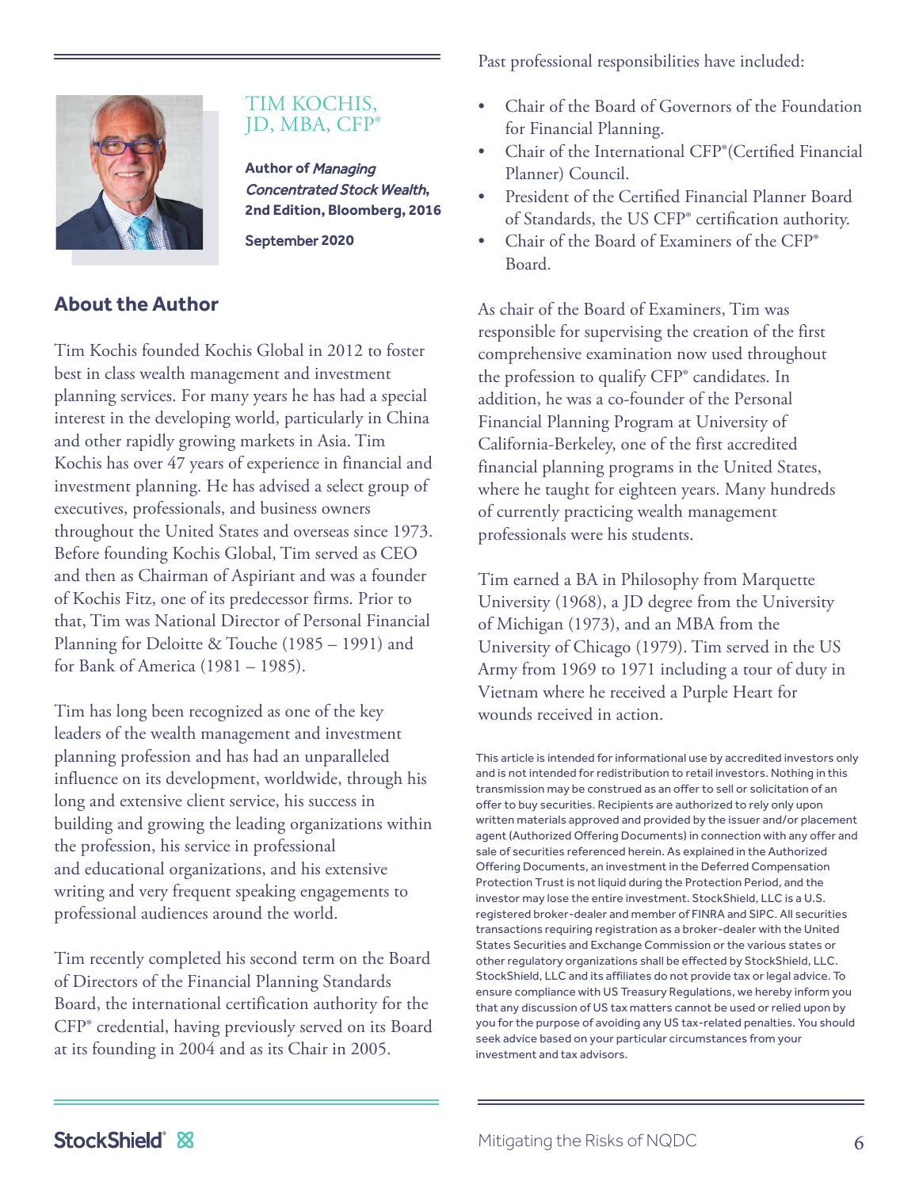## TIM KOCHIS, JD, MBA, CFP®

**Author of *Managing Concentrated Stock Wealth*, 2nd Edition, Bloomberg, 2016**

**September 2020**

## About the Author

Tim Kochis founded Kochis Global in 2012 to foster best in class wealth management and investment planning services. For many years he has had a special interest in the developing world, particularly in China and other rapidly growing markets in Asia. Tim Kochis has over 47 years of experience in financial and investment planning. He has advised a select group of executives, professionals, and business owners throughout the United States and overseas since 1973. Before founding Kochis Global, Tim served as CEO and then as Chairman of Aspiriant and was a founder of Kochis Fitz, one of its predecessor firms. Prior to that, Tim was National Director of Personal Financial Planning for Deloitte & Touche (1985 – 1991) and for Bank of America (1981 – 1985).

Tim has long been recognized as one of the key leaders of the wealth management and investment planning profession and has had an unparalleled influence on its development, worldwide, through his long and extensive client service, his success in building and growing the leading organizations within the profession, his service in professional and educational organizations, and his extensive writing and very frequent speaking engagements to professional audiences around the world.

Tim recently completed his second term on the Board of Directors of the Financial Planning Standards Board, the international certification authority for the CFP® credential, having previously served on its Board at its founding in 2004 and as its Chair in 2005.

Past professional responsibilities have included:

- Chair of the Board of Governors of the Foundation for Financial Planning.
- Chair of the International CFP®(Certified Financial Planner) Council.
- President of the Certified Financial Planner Board of Standards, the US CFP® certification authority.
- Chair of the Board of Examiners of the CFP® Board.

As chair of the Board of Examiners, Tim was responsible for supervising the creation of the first comprehensive examination now used throughout the profession to qualify CFP® candidates. In addition, he was a co-founder of the Personal Financial Planning Program at University of California-Berkeley, one of the first accredited financial planning programs in the United States, where he taught for eighteen years. Many hundreds of currently practicing wealth management professionals were his students.

Tim earned a BA in Philosophy from Marquette University (1968), a JD degree from the University of Michigan (1973), and an MBA from the University of Chicago (1979). Tim served in the US Army from 1969 to 1971 including a tour of duty in Vietnam where he received a Purple Heart for wounds received in action.

This article is intended for informational use by accredited investors only and is not intended for redistribution to retail investors. Nothing in this transmission may be construed as an offer to sell or solicitation of an offer to buy securities. Recipients are authorized to rely only upon written materials approved and provided by the issuer and/or placement agent (Authorized Offering Documents) in connection with any offer and sale of securities referenced herein. As explained in the Authorized Offering Documents, an investment in the Deferred Compensation Protection Trust is not liquid during the Protection Period, and the investor may lose the entire investment. StockShield, LLC is a U.S. registered broker-dealer and member of FINRA and SIPC. All securities transactions requiring registration as a broker-dealer with the United States Securities and Exchange Commission or the various states or other regulatory organizations shall be effected by StockShield, LLC. StockShield, LLC and its affiliates do not provide tax or legal advice. To ensure compliance with US Treasury Regulations, we hereby inform you that any discussion of US tax matters cannot be used or relied upon by you for the purpose of avoiding any US tax-related penalties. You should seek advice based on your particular circumstances from your investment and tax advisors.